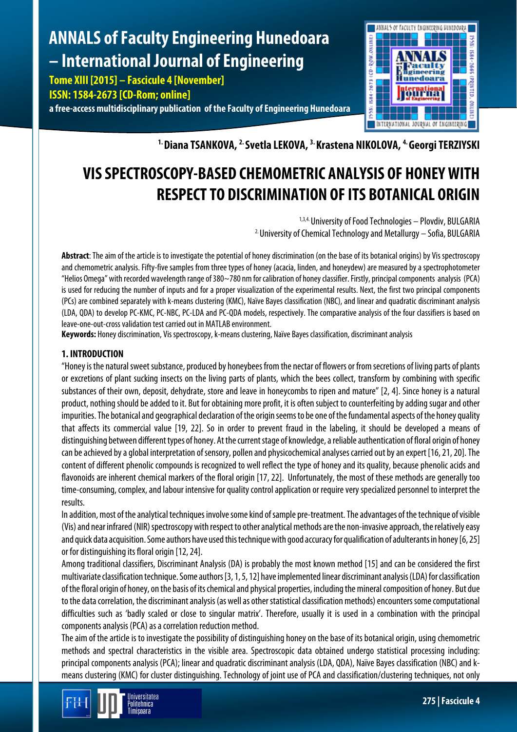[1.] Diana TSANKOVA, [2.] Svetla LEKOVA, [3.] Krastena NIKOLOVA, [4.] Georgi TERZIYSKI

# VIS SPECTROSCOPY-BASED CHEMOMETRIC ANALYSIS OF HONEY WITH RESPECT TO DISCRIMINATION OF ITS BOTANICAL ORIGIN

[1,3,4.] University of Food Technologies – Plovdiv, BULGARIA
[2.] University of Chemical Technology and Metallurgy – Sofia, BULGARIA

**Abstract**: The aim of the article is to investigate the potential of honey discrimination (on the base of its botanical origins) by Vis spectroscopy and chemometric analysis. Fifty-five samples from three types of honey (acacia, linden, and honeydew) are measured by a spectrophotometer "Helios Omega" with recorded wavelength range of 380~780 nm for calibration of honey classifier. Firstly, principal components analysis (PCA) is used for reducing the number of inputs and for a proper visualization of the experimental results. Next, the first two principal components (PCs) are combined separately with k-means clustering (KMC), Naïve Bayes classification (NBC), and linear and quadratic discriminant analysis (LDA, QDA) to develop PC-KMC, PC-NBC, PC-LDA and PC-QDA models, respectively. The comparative analysis of the four classifiers is based on leave-one-out-cross validation test carried out in MATLAB environment.

**Keywords:** Honey discrimination, Vis spectroscopy, k-means clustering, Naïve Bayes classification, discriminant analysis

## 1. INTRODUCTION

"Honey is the natural sweet substance, produced by honeybees from the nectar of flowers or from secretions of living parts of plants or excretions of plant sucking insects on the living parts of plants, which the bees collect, transform by combining with specific substances of their own, deposit, dehydrate, store and leave in honeycombs to ripen and mature" [2, 4]. Since honey is a natural product, nothing should be added to it. But for obtaining more profit, it is often subject to counterfeiting by adding sugar and other impurities. The botanical and geographical declaration of the origin seems to be one of the fundamental aspects of the honey quality that affects its commercial value [19, 22]. So in order to prevent fraud in the labeling, it should be developed a means of distinguishing between different types of honey. At the current stage of knowledge, a reliable authentication of floral origin of honey can be achieved by a global interpretation of sensory, pollen and physicochemical analyses carried out by an expert [16, 21, 20]. The content of different phenolic compounds is recognized to well reflect the type of honey and its quality, because phenolic acids and flavonoids are inherent chemical markers of the floral origin [17, 22]. Unfortunately, the most of these methods are generally too time-consuming, complex, and labour intensive for quality control application or require very specialized personnel to interpret the results.

In addition, most of the analytical techniques involve some kind of sample pre-treatment. The advantages of the technique of visible (Vis) and near infrared (NIR) spectroscopy with respect to other analytical methods are the non-invasive approach, the relatively easy and quick data acquisition. Some authors have used this technique with good accuracy for qualification of adulterants in honey [6, 25] or for distinguishing its floral origin [12, 24].

Among traditional classifiers, Discriminant Analysis (DA) is probably the most known method [15] and can be considered the first multivariate classification technique. Some authors [3, 1, 5, 12] have implemented linear discriminant analysis (LDA) for classification of the floral origin of honey, on the basis of its chemical and physical properties, including the mineral composition of honey. But due to the data correlation, the discriminant analysis (as well as other statistical classification methods) encounters some computational difficulties such as 'badly scaled or close to singular matrix'. Therefore, usually it is used in a combination with the principal components analysis (PCA) as a correlation reduction method.

The aim of the article is to investigate the possibility of distinguishing honey on the base of its botanical origin, using chemometric methods and spectral characteristics in the visible area. Spectroscopic data obtained undergo statistical processing including: principal components analysis (PCA); linear and quadratic discriminant analysis (LDA, QDA), Naïve Bayes classification (NBC) and k-means clustering (KMC) for cluster distinguishing. Technology of joint use of PCA and classification/clustering techniques, not only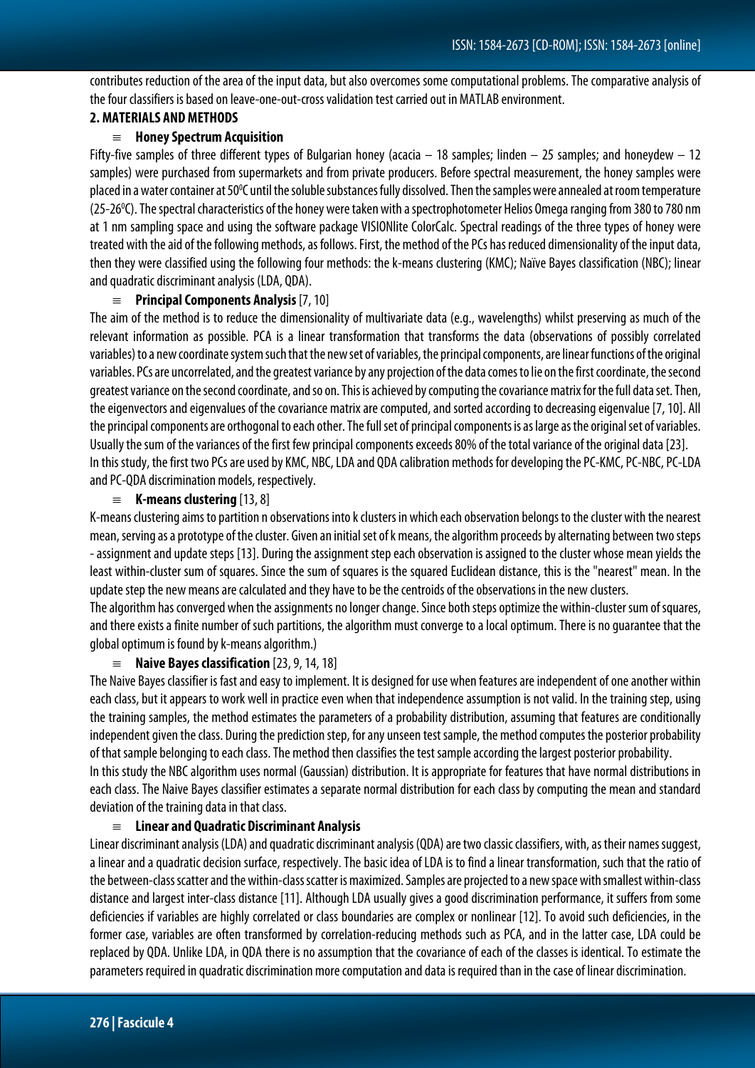contributes reduction of the area of the input data, but also overcomes some computational problems. The comparative analysis of the four classifiers is based on leave-one-out-cross validation test carried out in MATLAB environment.

## 2. MATERIALS AND METHODS

### ≡ Honey Spectrum Acquisition

Fifty-five samples of three different types of Bulgarian honey (acacia – 18 samples; linden – 25 samples; and honeydew – 12 samples) were purchased from supermarkets and from private producers. Before spectral measurement, the honey samples were placed in a water container at 50$^0$C until the soluble substances fully dissolved. Then the samples were annealed at room temperature (25-26$^0$C). The spectral characteristics of the honey were taken with a spectrophotometer Helios Omega ranging from 380 to 780 nm at 1 nm sampling space and using the software package VISIONlite ColorCalc. Spectral readings of the three types of honey were treated with the aid of the following methods, as follows. First, the method of the PCs has reduced dimensionality of the input data, then they were classified using the following four methods: the k-means clustering (KMC); Naïve Bayes classification (NBC); linear and quadratic discriminant analysis (LDA, QDA).

### ≡ Principal Components Analysis [7, 10]

The aim of the method is to reduce the dimensionality of multivariate data (e.g., wavelengths) whilst preserving as much of the relevant information as possible. PCA is a linear transformation that transforms the data (observations of possibly correlated variables) to a new coordinate system such that the new set of variables, the principal components, are linear functions of the original variables. PCs are uncorrelated, and the greatest variance by any projection of the data comes to lie on the first coordinate, the second greatest variance on the second coordinate, and so on. This is achieved by computing the covariance matrix for the full data set. Then, the eigenvectors and eigenvalues of the covariance matrix are computed, and sorted according to decreasing eigenvalue [7, 10]. All the principal components are orthogonal to each other. The full set of principal components is as large as the original set of variables. Usually the sum of the variances of the first few principal components exceeds 80% of the total variance of the original data [23].

In this study, the first two PCs are used by KMC, NBC, LDA and QDA calibration methods for developing the PC-KMC, PC-NBC, PC-LDA and PC-QDA discrimination models, respectively.

### ≡ K-means clustering [13, 8]

K-means clustering aims to partition n observations into k clusters in which each observation belongs to the cluster with the nearest mean, serving as a prototype of the cluster. Given an initial set of k means, the algorithm proceeds by alternating between two steps - assignment and update steps [13]. During the assignment step each observation is assigned to the cluster whose mean yields the least within-cluster sum of squares. Since the sum of squares is the squared Euclidean distance, this is the "nearest" mean. In the update step the new means are calculated and they have to be the centroids of the observations in the new clusters.

The algorithm has converged when the assignments no longer change. Since both steps optimize the within-cluster sum of squares, and there exists a finite number of such partitions, the algorithm must converge to a local optimum. There is no guarantee that the global optimum is found by k-means algorithm.)

### ≡ Naive Bayes classification [23, 9, 14, 18]

The Naive Bayes classifier is fast and easy to implement. It is designed for use when features are independent of one another within each class, but it appears to work well in practice even when that independence assumption is not valid. In the training step, using the training samples, the method estimates the parameters of a probability distribution, assuming that features are conditionally independent given the class. During the prediction step, for any unseen test sample, the method computes the posterior probability of that sample belonging to each class. The method then classifies the test sample according the largest posterior probability.

In this study the NBC algorithm uses normal (Gaussian) distribution. It is appropriate for features that have normal distributions in each class. The Naive Bayes classifier estimates a separate normal distribution for each class by computing the mean and standard deviation of the training data in that class.

### ≡ Linear and Quadratic Discriminant Analysis

Linear discriminant analysis (LDA) and quadratic discriminant analysis (QDA) are two classic classifiers, with, as their names suggest, a linear and a quadratic decision surface, respectively. The basic idea of LDA is to find a linear transformation, such that the ratio of the between-class scatter and the within-class scatter is maximized. Samples are projected to a new space with smallest within-class distance and largest inter-class distance [11]. Although LDA usually gives a good discrimination performance, it suffers from some deficiencies if variables are highly correlated or class boundaries are complex or nonlinear [12]. To avoid such deficiencies, in the former case, variables are often transformed by correlation-reducing methods such as PCA, and in the latter case, LDA could be replaced by QDA. Unlike LDA, in QDA there is no assumption that the covariance of each of the classes is identical. To estimate the parameters required in quadratic discrimination more computation and data is required than in the case of linear discrimination.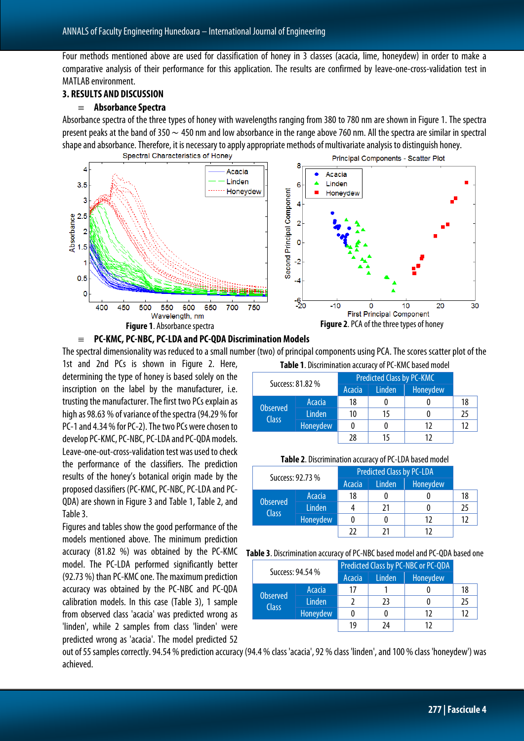Four methods mentioned above are used for classification of honey in 3 classes (acacia, lime, honeydew) in order to make a comparative analysis of their performance for this application. The results are confirmed by leave-one-cross-validation test in MATLAB environment.

## 3. RESULTS AND DISCUSSION

### ≡ Absorbance Spectra

Absorbance spectra of the three types of honey with wavelengths ranging from 380 to 780 nm are shown in Figure 1. The spectra present peaks at the band of 350 ~ 450 nm and low absorbance in the range above 760 nm. All the spectra are similar in spectral shape and absorbance. Therefore, it is necessary to apply appropriate methods of multivariate analysis to distinguish honey.

Spectral Characteristics of Honey

Acacia
Linden
Honeydew

Absorbance

Wavelength, nm

**Figure 1**. Absorbance spectra

Principal Components - Scatter Plot

Acacia
Linden
Honeydew

Second Principal Component

First Principal Component

**Figure 2**. PCA of the three types of honey

### ≡ PC-KMC, PC-NBC, PC-LDA and PC-QDA Discrimination Models

The spectral dimensionality was reduced to a small number (two) of principal components using PCA. The scores scatter plot of the 1st and 2nd PCs is shown in Figure 2. Here, determining the type of honey is based solely on the inscription on the label by the manufacturer, i.e. trusting the manufacturer. The first two PCs explain as high as 98.63 % of variance of the spectra (94.29 % for PC-1 and 4.34 % for PC-2). The two PCs were chosen to develop PC-KMC, PC-NBC, PC-LDA and PC-QDA models. Leave-one-out-cross-validation test was used to check the performance of the classifiers. The prediction results of the honey's botanical origin made by the proposed classifiers (PC-KMC, PC-NBC, PC-LDA and PC-QDA) are shown in Figure 3 and Table 1, Table 2, and Table 3.

**Table 1**. Discrimination accuracy of PC-KMC based model

| Success: 81.82 % | | Predicted Class by PC-KMC | | | |
|---|---|---|---|---|---|
| | | Acacia | Linden | Honeydew | |
| Observed Class | Acacia | 18 | 0 | 0 | 18 |
| | Linden | 10 | 15 | 0 | 25 |
| | Honeydew | 0 | 0 | 12 | 12 |
| | | 28 | 15 | 12 | |

**Table 2**. Discrimination accuracy of PC-LDA based model

| Success: 92.73 % | | Predicted Class by PC-LDA | | | |
|---|---|---|---|---|---|
| | | Acacia | Linden | Honeydew | |
| Observed Class | Acacia | 18 | 0 | 0 | 18 |
| | Linden | 4 | 21 | 0 | 25 |
| | Honeydew | 0 | 0 | 12 | 12 |
| | | 22 | 21 | 12 | |

**Table 3**. Discrimination accuracy of PC-NBC based model and PC-QDA based one

| Success: 94.54 % | | Predicted Class by PC-NBC or PC-QDA | | | |
|---|---|---|---|---|---|
| | | Acacia | Linden | Honeydew | |
| Observed Class | Acacia | 17 | 1 | 0 | 18 |
| | Linden | 2 | 23 | 0 | 25 |
| | Honeydew | 0 | 0 | 12 | 12 |
| | | 19 | 24 | 12 | |

Figures and tables show the good performance of the models mentioned above. The minimum prediction accuracy (81.82 %) was obtained by the PC-KMC model. The PC-LDA performed significantly better (92.73 %) than PC-KMC one. The maximum prediction accuracy was obtained by the PC-NBC and PC-QDA calibration models. In this case (Table 3), 1 sample from observed class 'acacia' was predicted wrong as 'linden', while 2 samples from class 'linden' were predicted wrong as 'acacia'. The model predicted 52 out of 55 samples correctly. 94.54 % prediction accuracy (94.4 % class 'acacia', 92 % class 'linden', and 100 % class 'honeydew') was achieved.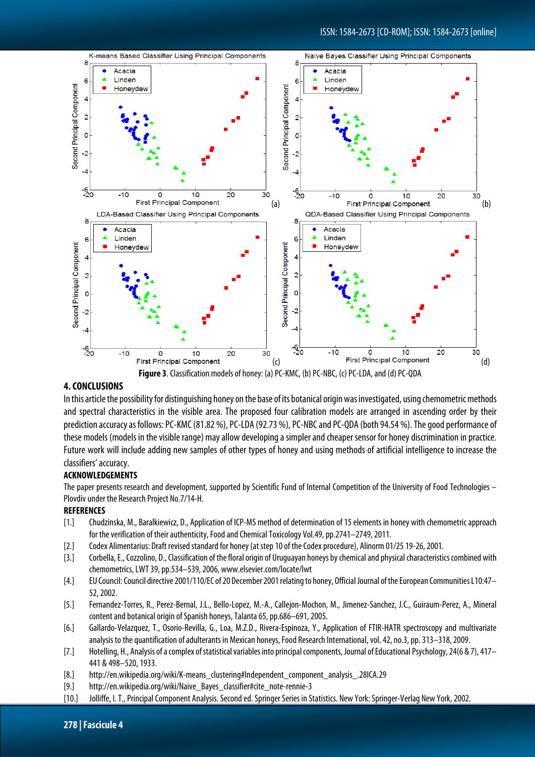K-means Based Classifier Using Principal Components

Naive Bayes Classifier Using Principal Components

LDA-Based Classifier Using Principal Components

QDA-Based Classifier Using Principal Components

Acacia
Linden
Honeydew

Second Principal Component

First Principal Component

(a) (b) (c) (d)

**Figure 3**. Classification models of honey: (a) PC-KMC, (b) PC-NBC, (c) PC-LDA, and (d) PC-QDA

## 4. CONCLUSIONS

In this article the possibility for distinguishing honey on the base of its botanical origin was investigated, using chemometric methods and spectral characteristics in the visible area. The proposed four calibration models are arranged in ascending order by their prediction accuracy as follows: PC-KMC (81.82 %), PC-LDA (92.73 %), PC-NBC and PC-QDA (both 94.54 %). The good performance of these models (models in the visible range) may allow developing a simpler and cheaper sensor for honey discrimination in practice. Future work will include adding new samples of other types of honey and using methods of artificial intelligence to increase the classifiers' accuracy.

## ACKNOWLEDGEMENTS

The paper presents research and development, supported by Scientific Fund of Internal Competition of the University of Food Technologies – Plovdiv under the Research Project No.7/14-H.

## REFERENCES

[1.] Chudzinska, M., Baralkiewicz, D., Application of ICP-MS method of determination of 15 elements in honey with chemometric approach for the verification of their authenticity, Food and Chemical Toxicology Vol.49, pp.2741–2749, 2011.

[2.] Codex Alimentarius: Draft revised standard for honey (at step 10 of the Codex procedure), Alinorm 01/25 19-26, 2001.

[3.] Corbella, E., Cozzolino, D., Classification of the floral origin of Uruguayan honeys by chemical and physical characteristics combined with chemometrics, LWT 39, pp.534–539, 2006, www.elsevier.com/locate/lwt

[4.] EU Council: Council directive 2001/110/EC of 20 December 2001 relating to honey, Official Journal of the European Communities L10:47–52, 2002.

[5.] Fernandez-Torres, R., Perez-Bernal, J.L., Bello-Lopez, M.-A., Callejon-Mochon, M., Jimenez-Sanchez, J.C., Guiraum-Perez, A., Mineral content and botanical origin of Spanish honeys, Talanta 65, pp.686–691, 2005.

[6.] Gallardo-Velazquez, T., Osorio-Revilla, G., Loa, M.Z.D., Rivera-Espinoza, Y., Application of FTIR-HATR spectroscopy and multivariate analysis to the quantification of adulterants in Mexican honeys, Food Research International, vol. 42, no.3, pp. 313–318, 2009.

[7.] Hotelling, H., Analysis of a complex of statistical variables into principal components, Journal of Educational Psychology, 24(6 & 7), 417–441 & 498–520, 1933.

[8.] http://en.wikipedia.org/wiki/K-means_clustering#Independent_component_analysis_.28ICA.29

[9.] http://en.wikipedia.org/wiki/Naive_Bayes_classifier#cite_note-rennie-3

[10.] Jolliffe, I. T., Principal Component Analysis. Second ed. Springer Series in Statistics. New York: Springer-Verlag New York, 2002.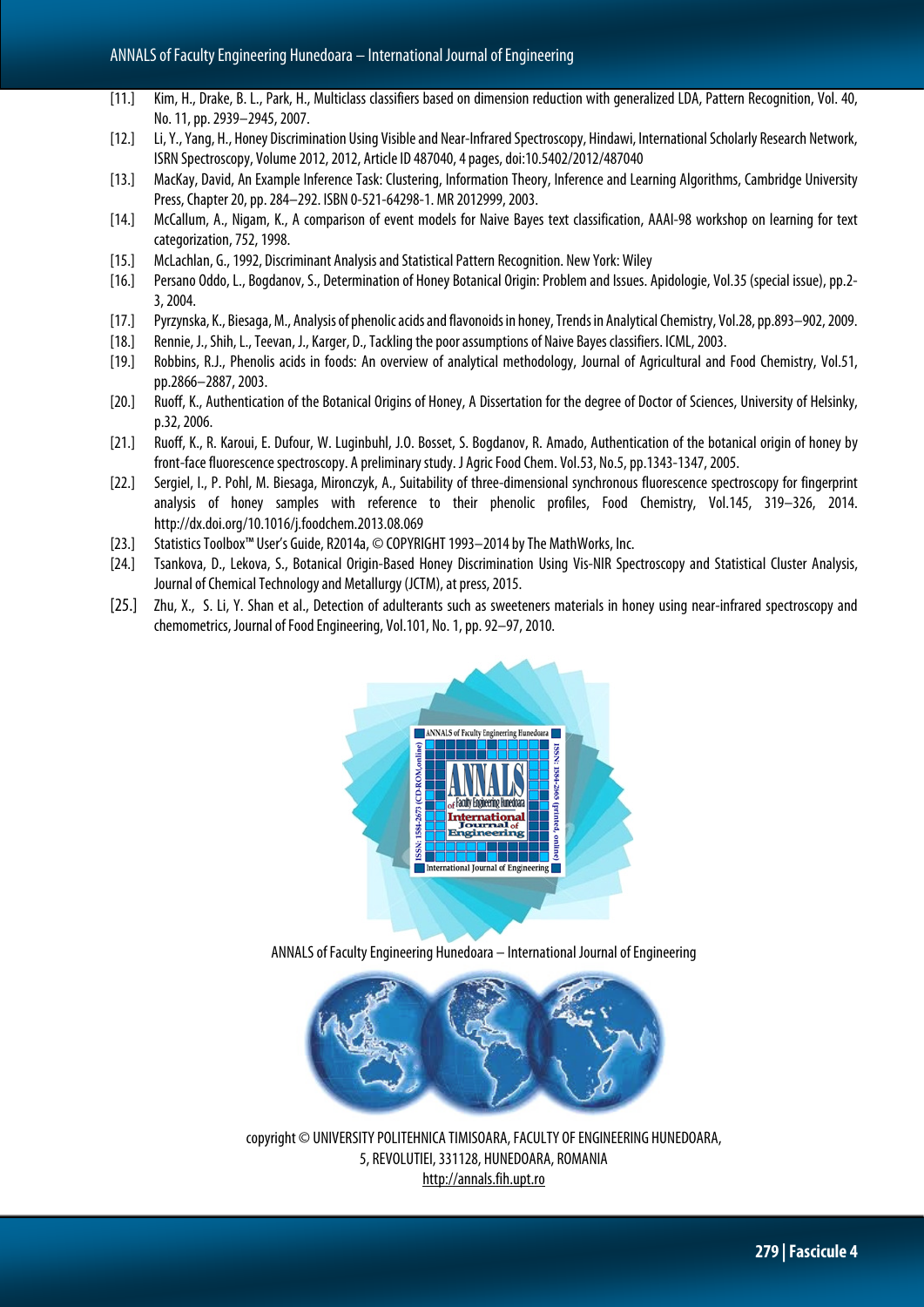[11.] Kim, H., Drake, B. L., Park, H., Multiclass classifiers based on dimension reduction with generalized LDA, Pattern Recognition, Vol. 40, No. 11, pp. 2939–2945, 2007.

[12.] Li, Y., Yang, H., Honey Discrimination Using Visible and Near-Infrared Spectroscopy, Hindawi, International Scholarly Research Network, ISRN Spectroscopy, Volume 2012, 2012, Article ID 487040, 4 pages, doi:10.5402/2012/487040

[13.] MacKay, David, An Example Inference Task: Clustering, Information Theory, Inference and Learning Algorithms, Cambridge University Press, Chapter 20, pp. 284–292. ISBN 0-521-64298-1. MR 2012999, 2003.

[14.] McCallum, A., Nigam, K., A comparison of event models for Naive Bayes text classification, AAAI-98 workshop on learning for text categorization, 752, 1998.

[15.] McLachlan, G., 1992, Discriminant Analysis and Statistical Pattern Recognition. New York: Wiley

[16.] Persano Oddo, L., Bogdanov, S., Determination of Honey Botanical Origin: Problem and Issues. Apidologie, Vol.35 (special issue), pp.2-3, 2004.

[17.] Pyrzynska, K., Biesaga, M., Analysis of phenolic acids and flavonoids in honey, Trends in Analytical Chemistry, Vol.28, pp.893–902, 2009.

[18.] Rennie, J., Shih, L., Teevan, J., Karger, D., Tackling the poor assumptions of Naive Bayes classifiers. ICML, 2003.

[19.] Robbins, R.J., Phenolis acids in foods: An overview of analytical methodology, Journal of Agricultural and Food Chemistry, Vol.51, pp.2866–2887, 2003.

[20.] Ruoff, K., Authentication of the Botanical Origins of Honey, A Dissertation for the degree of Doctor of Sciences, University of Helsinky, p.32, 2006.

[21.] Ruoff, K., R. Karoui, E. Dufour, W. Luginbuhl, J.O. Bosset, S. Bogdanov, R. Amado, Authentication of the botanical origin of honey by front-face fluorescence spectroscopy. A preliminary study. J Agric Food Chem. Vol.53, No.5, pp.1343-1347, 2005.

[22.] Sergiel, I., P. Pohl, M. Biesaga, Mironczyk, A., Suitability of three-dimensional synchronous fluorescence spectroscopy for fingerprint analysis of honey samples with reference to their phenolic profiles, Food Chemistry, Vol.145, 319–326, 2014. http://dx.doi.org/10.1016/j.foodchem.2013.08.069

[23.] Statistics Toolbox™ User's Guide, R2014a, © COPYRIGHT 1993–2014 by The MathWorks, Inc.

[24.] Tsankova, D., Lekova, S., Botanical Origin-Based Honey Discrimination Using Vis-NIR Spectroscopy and Statistical Cluster Analysis, Journal of Chemical Technology and Metallurgy (JCTM), at press, 2015.

[25.] Zhu, X., S. Li, Y. Shan et al., Detection of adulterants such as sweeteners materials in honey using near-infrared spectroscopy and chemometrics, Journal of Food Engineering, Vol.101, No. 1, pp. 92–97, 2010.

ANNALS of Faculty Engineering Hunedoara – International Journal of Engineering

copyright © UNIVERSITY POLITEHNICA TIMISOARA, FACULTY OF ENGINEERING HUNEDOARA,
5, REVOLUTIEI, 331128, HUNEDOARA, ROMANIA
http://annals.fih.upt.ro